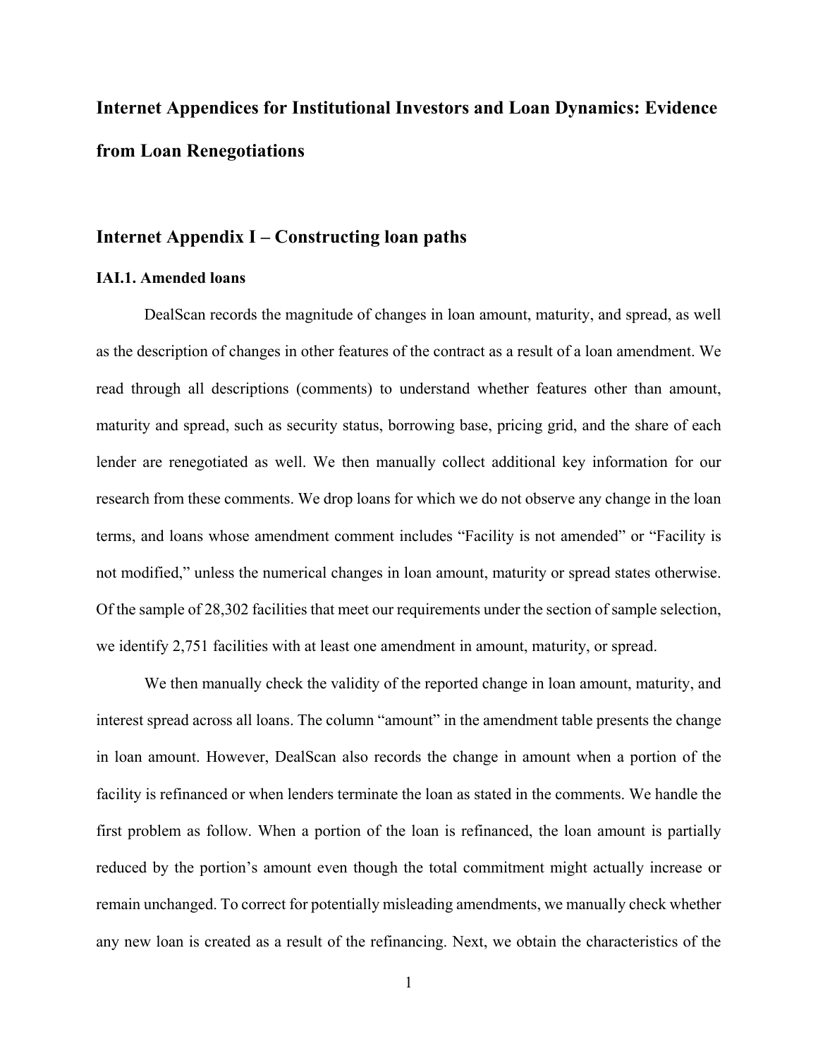# Internet Appendices for Institutional Investors and Loan Dynamics: Evidence from Loan Renegotiations

## Internet Appendix I – Constructing loan paths

### IAI.1. Amended loans

DealScan records the magnitude of changes in loan amount, maturity, and spread, as well as the description of changes in other features of the contract as a result of a loan amendment. We read through all descriptions (comments) to understand whether features other than amount, maturity and spread, such as security status, borrowing base, pricing grid, and the share of each lender are renegotiated as well. We then manually collect additional key information for our research from these comments. We drop loans for which we do not observe any change in the loan terms, and loans whose amendment comment includes "Facility is not amended" or "Facility is not modified," unless the numerical changes in loan amount, maturity or spread states otherwise. Of the sample of 28,302 facilities that meet our requirements under the section of sample selection, we identify 2,751 facilities with at least one amendment in amount, maturity, or spread.

We then manually check the validity of the reported change in loan amount, maturity, and interest spread across all loans. The column "amount" in the amendment table presents the change in loan amount. However, DealScan also records the change in amount when a portion of the facility is refinanced or when lenders terminate the loan as stated in the comments. We handle the first problem as follow. When a portion of the loan is refinanced, the loan amount is partially reduced by the portion's amount even though the total commitment might actually increase or remain unchanged. To correct for potentially misleading amendments, we manually check whether any new loan is created as a result of the refinancing. Next, we obtain the characteristics of the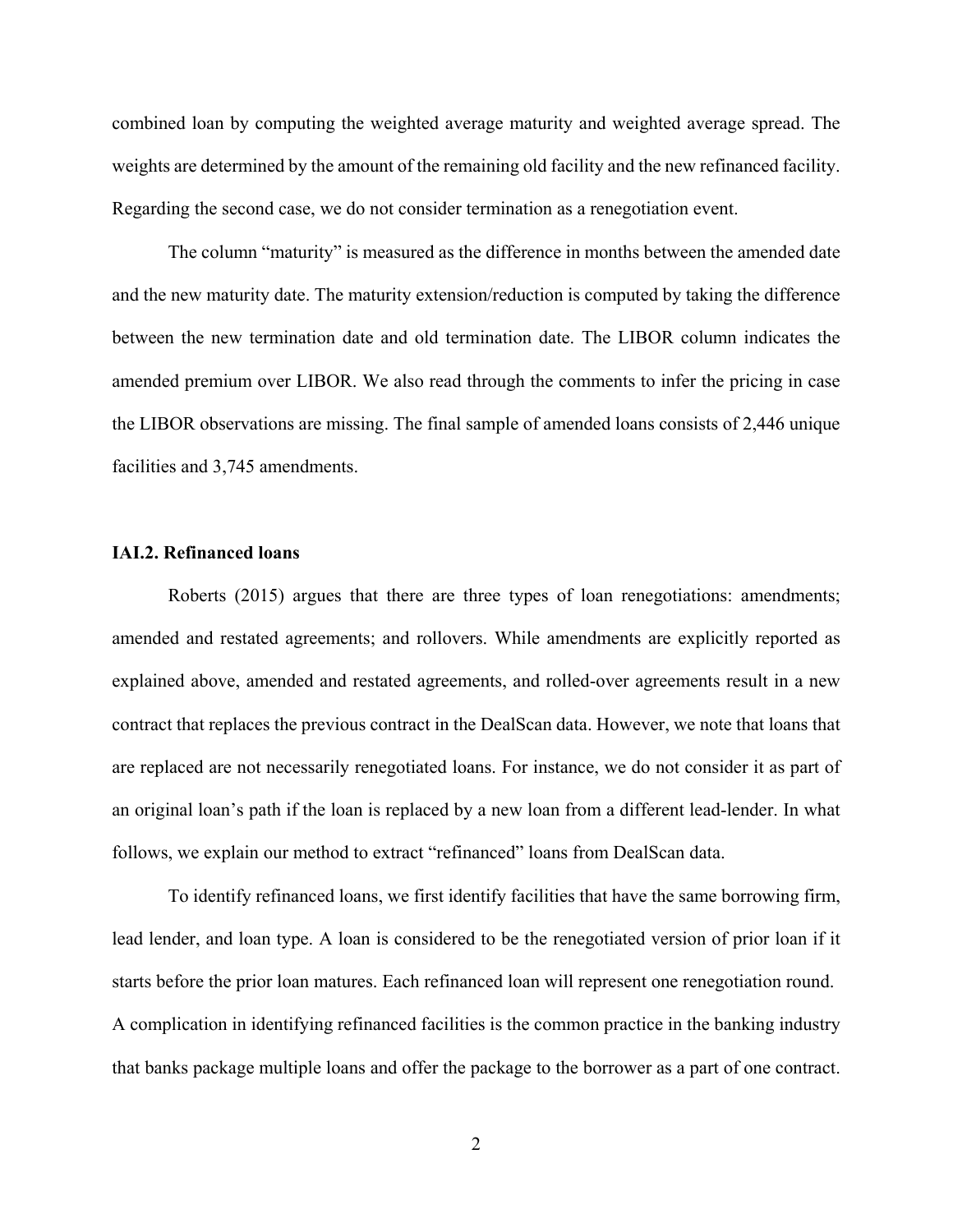combined loan by computing the weighted average maturity and weighted average spread. The weights are determined by the amount of the remaining old facility and the new refinanced facility. Regarding the second case, we do not consider termination as a renegotiation event.

The column "maturity" is measured as the difference in months between the amended date and the new maturity date. The maturity extension/reduction is computed by taking the difference between the new termination date and old termination date. The LIBOR column indicates the amended premium over LIBOR. We also read through the comments to infer the pricing in case the LIBOR observations are missing. The final sample of amended loans consists of 2,446 unique facilities and 3,745 amendments.

### IAI.2. Refinanced loans

Roberts (2015) argues that there are three types of loan renegotiations: amendments; amended and restated agreements; and rollovers. While amendments are explicitly reported as explained above, amended and restated agreements, and rolled-over agreements result in a new contract that replaces the previous contract in the DealScan data. However, we note that loans that are replaced are not necessarily renegotiated loans. For instance, we do not consider it as part of an original loan's path if the loan is replaced by a new loan from a different lead-lender. In what follows, we explain our method to extract "refinanced" loans from DealScan data.

To identify refinanced loans, we first identify facilities that have the same borrowing firm, lead lender, and loan type. A loan is considered to be the renegotiated version of prior loan if it starts before the prior loan matures. Each refinanced loan will represent one renegotiation round. A complication in identifying refinanced facilities is the common practice in the banking industry that banks package multiple loans and offer the package to the borrower as a part of one contract.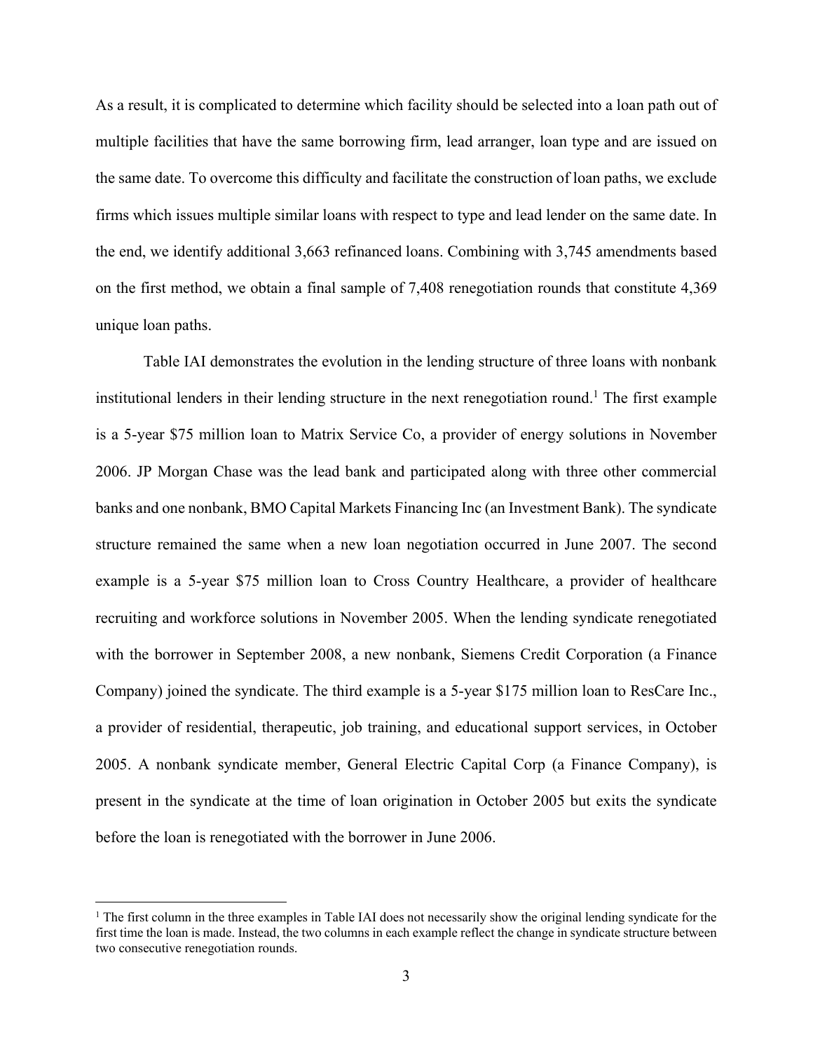As a result, it is complicated to determine which facility should be selected into a loan path out of multiple facilities that have the same borrowing firm, lead arranger, loan type and are issued on the same date. To overcome this difficulty and facilitate the construction of loan paths, we exclude firms which issues multiple similar loans with respect to type and lead lender on the same date. In the end, we identify additional 3,663 refinanced loans. Combining with 3,745 amendments based on the first method, we obtain a final sample of 7,408 renegotiation rounds that constitute 4,369 unique loan paths.

Table IAI demonstrates the evolution in the lending structure of three loans with nonbank institutional lenders in their lending structure in the next renegotiation round.[1] The first example is a 5-year $75 million loan to Matrix Service Co, a provider of energy solutions in November 2006. JP Morgan Chase was the lead bank and participated along with three other commercial banks and one nonbank, BMO Capital Markets Financing Inc (an Investment Bank). The syndicate structure remained the same when a new loan negotiation occurred in June 2007. The second example is a 5-year $75 million loan to Cross Country Healthcare, a provider of healthcare recruiting and workforce solutions in November 2005. When the lending syndicate renegotiated with the borrower in September 2008, a new nonbank, Siemens Credit Corporation (a Finance Company) joined the syndicate. The third example is a 5-year $175 million loan to ResCare Inc., a provider of residential, therapeutic, job training, and educational support services, in October 2005. A nonbank syndicate member, General Electric Capital Corp (a Finance Company), is present in the syndicate at the time of loan origination in October 2005 but exits the syndicate before the loan is renegotiated with the borrower in June 2006.

---

[1] The first column in the three examples in Table IAI does not necessarily show the original lending syndicate for the first time the loan is made. Instead, the two columns in each example reflect the change in syndicate structure between two consecutive renegotiation rounds.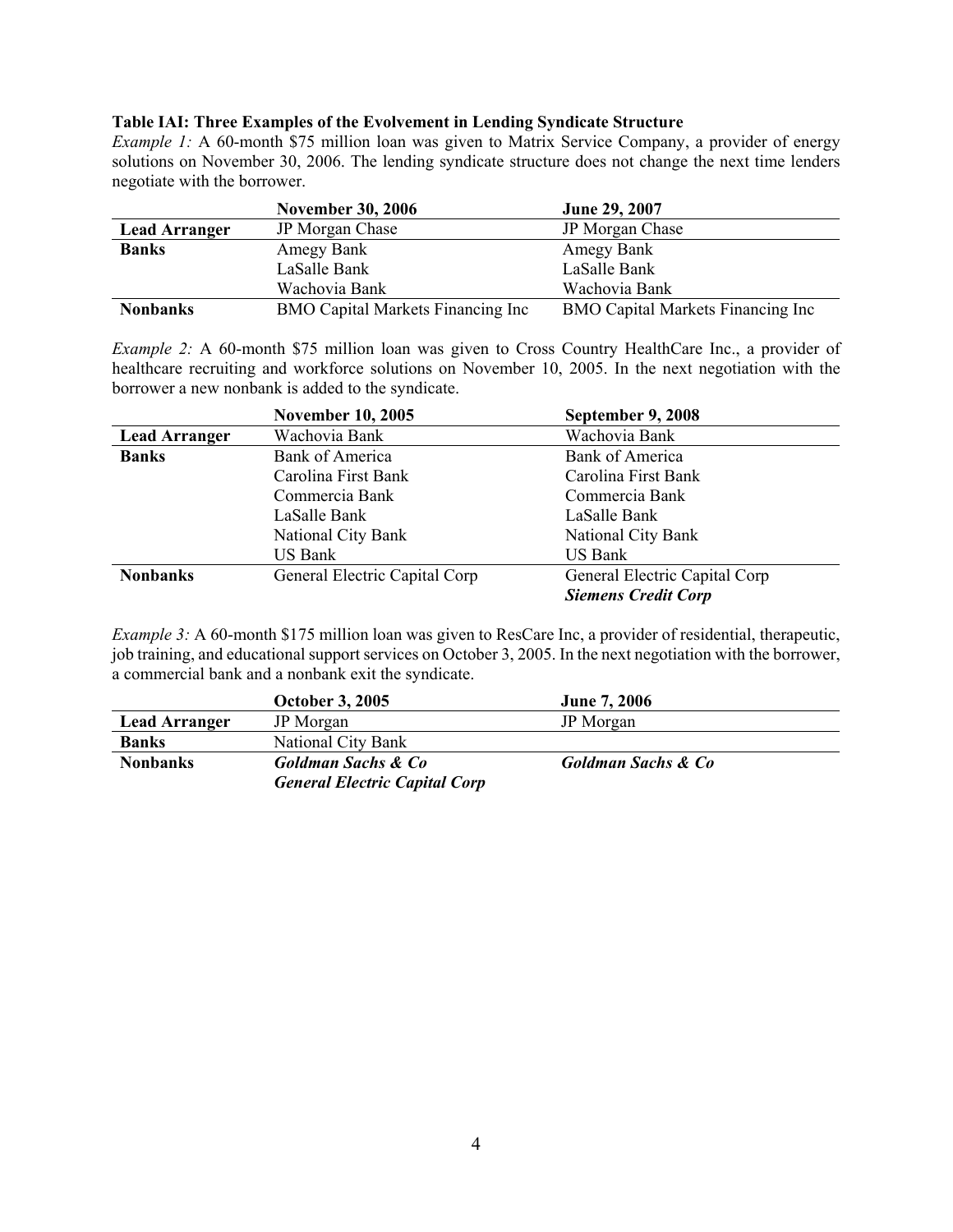**Table IAI: Three Examples of the Evolvement in Lending Syndicate Structure**

*Example 1:* A 60-month $75 million loan was given to Matrix Service Company, a provider of energy solutions on November 30, 2006. The lending syndicate structure does not change the next time lenders negotiate with the borrower.

| | **November 30, 2006** | **June 29, 2007** |
|---|---|---|
| **Lead Arranger** | JP Morgan Chase | JP Morgan Chase |
| **Banks** | Amegy Bank | Amegy Bank |
| | LaSalle Bank | LaSalle Bank |
| | Wachovia Bank | Wachovia Bank |
| **Nonbanks** | BMO Capital Markets Financing Inc | BMO Capital Markets Financing Inc |

*Example 2:* A 60-month $75 million loan was given to Cross Country HealthCare Inc., a provider of healthcare recruiting and workforce solutions on November 10, 2005. In the next negotiation with the borrower a new nonbank is added to the syndicate.

| | **November 10, 2005** | **September 9, 2008** |
|---|---|---|
| **Lead Arranger** | Wachovia Bank | Wachovia Bank |
| **Banks** | Bank of America | Bank of America |
| | Carolina First Bank | Carolina First Bank |
| | Commercia Bank | Commercia Bank |
| | LaSalle Bank | LaSalle Bank |
| | National City Bank | National City Bank |
| | US Bank | US Bank |
| **Nonbanks** | General Electric Capital Corp | General Electric Capital Corp |
| | | ***Siemens Credit Corp*** |

*Example 3:* A 60-month $175 million loan was given to ResCare Inc, a provider of residential, therapeutic, job training, and educational support services on October 3, 2005. In the next negotiation with the borrower, a commercial bank and a nonbank exit the syndicate.

| | **October 3, 2005** | **June 7, 2006** |
|---|---|---|
| **Lead Arranger** | JP Morgan | JP Morgan |
| **Banks** | National City Bank | |
| **Nonbanks** | ***Goldman Sachs & Co*** | ***Goldman Sachs & Co*** |
| | ***General Electric Capital Corp*** | |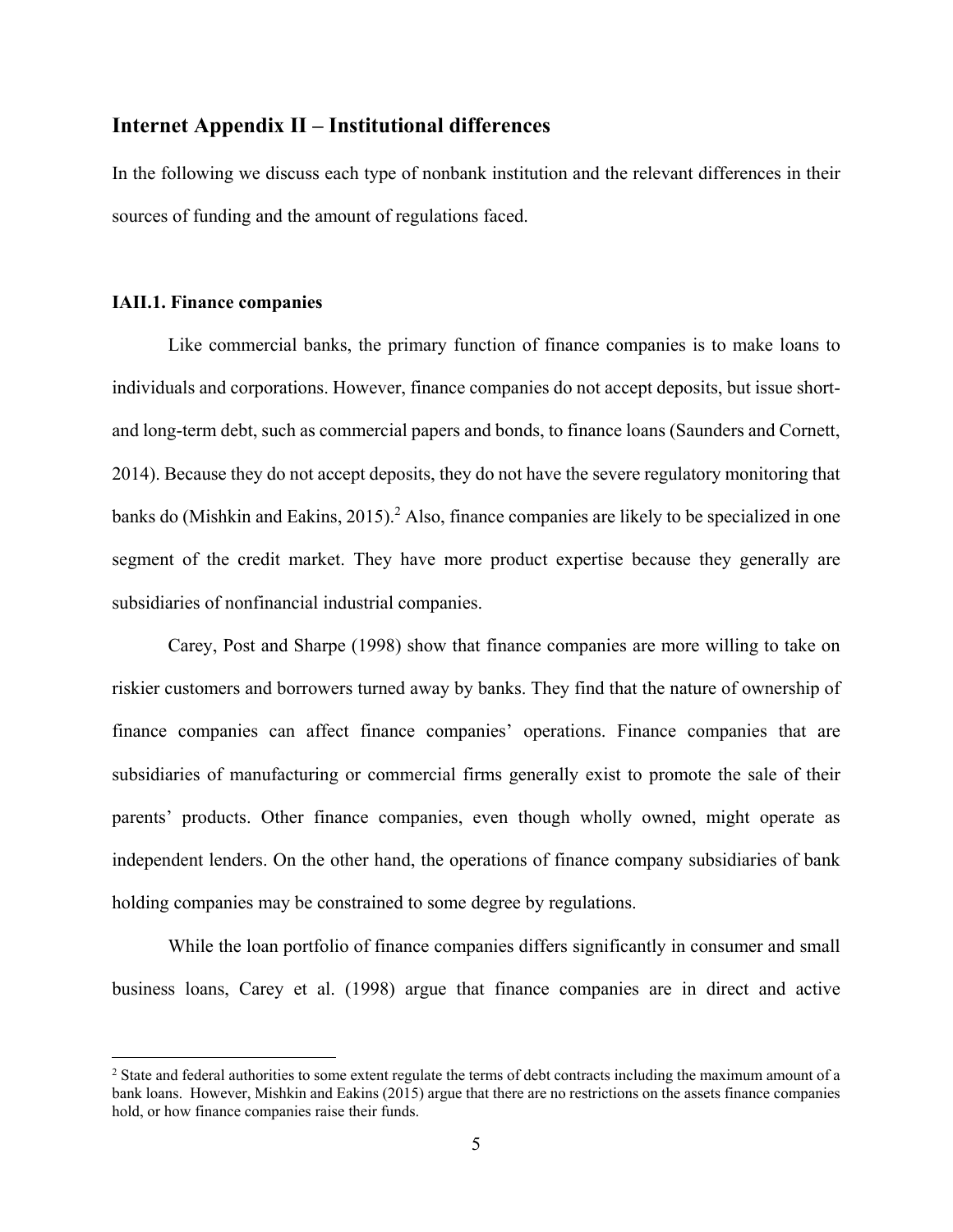## Internet Appendix II – Institutional differences

In the following we discuss each type of nonbank institution and the relevant differences in their sources of funding and the amount of regulations faced.

### IAII.1. Finance companies

Like commercial banks, the primary function of finance companies is to make loans to individuals and corporations. However, finance companies do not accept deposits, but issue short- and long-term debt, such as commercial papers and bonds, to finance loans (Saunders and Cornett, 2014). Because they do not accept deposits, they do not have the severe regulatory monitoring that banks do (Mishkin and Eakins, 2015).[2] Also, finance companies are likely to be specialized in one segment of the credit market. They have more product expertise because they generally are subsidiaries of nonfinancial industrial companies.

Carey, Post and Sharpe (1998) show that finance companies are more willing to take on riskier customers and borrowers turned away by banks. They find that the nature of ownership of finance companies can affect finance companies' operations. Finance companies that are subsidiaries of manufacturing or commercial firms generally exist to promote the sale of their parents' products. Other finance companies, even though wholly owned, might operate as independent lenders. On the other hand, the operations of finance company subsidiaries of bank holding companies may be constrained to some degree by regulations.

While the loan portfolio of finance companies differs significantly in consumer and small business loans, Carey et al. (1998) argue that finance companies are in direct and active

[2] State and federal authorities to some extent regulate the terms of debt contracts including the maximum amount of a bank loans. However, Mishkin and Eakins (2015) argue that there are no restrictions on the assets finance companies hold, or how finance companies raise their funds.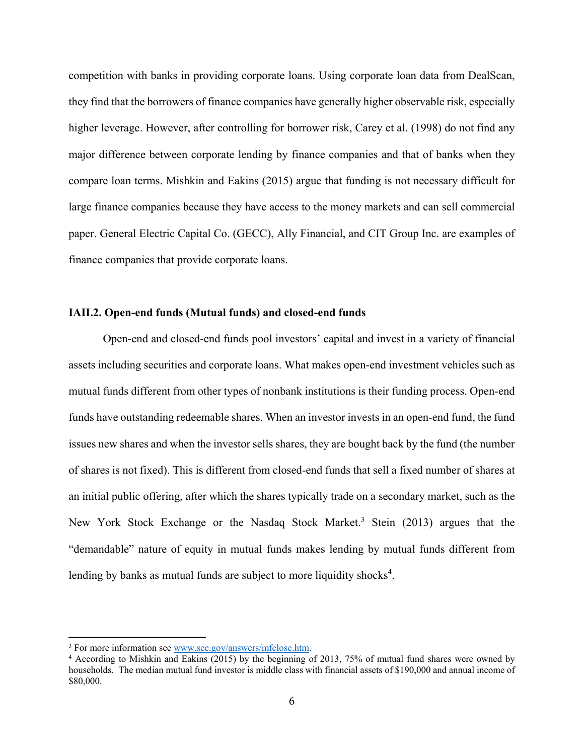competition with banks in providing corporate loans. Using corporate loan data from DealScan, they find that the borrowers of finance companies have generally higher observable risk, especially higher leverage. However, after controlling for borrower risk, Carey et al. (1998) do not find any major difference between corporate lending by finance companies and that of banks when they compare loan terms. Mishkin and Eakins (2015) argue that funding is not necessary difficult for large finance companies because they have access to the money markets and can sell commercial paper. General Electric Capital Co. (GECC), Ally Financial, and CIT Group Inc. are examples of finance companies that provide corporate loans.

### IAII.2. Open-end funds (Mutual funds) and closed-end funds

Open-end and closed-end funds pool investors' capital and invest in a variety of financial assets including securities and corporate loans. What makes open-end investment vehicles such as mutual funds different from other types of nonbank institutions is their funding process. Open-end funds have outstanding redeemable shares. When an investor invests in an open-end fund, the fund issues new shares and when the investor sells shares, they are bought back by the fund (the number of shares is not fixed). This is different from closed-end funds that sell a fixed number of shares at an initial public offering, after which the shares typically trade on a secondary market, such as the New York Stock Exchange or the Nasdaq Stock Market.[3] Stein (2013) argues that the "demandable" nature of equity in mutual funds makes lending by mutual funds different from lending by banks as mutual funds are subject to more liquidity shocks[4].

---

[3] For more information see www.sec.gov/answers/mfclose.htm.

[4] According to Mishkin and Eakins (2015) by the beginning of 2013, 75% of mutual fund shares were owned by households. The median mutual fund investor is middle class with financial assets of $190,000 and annual income of $80,000.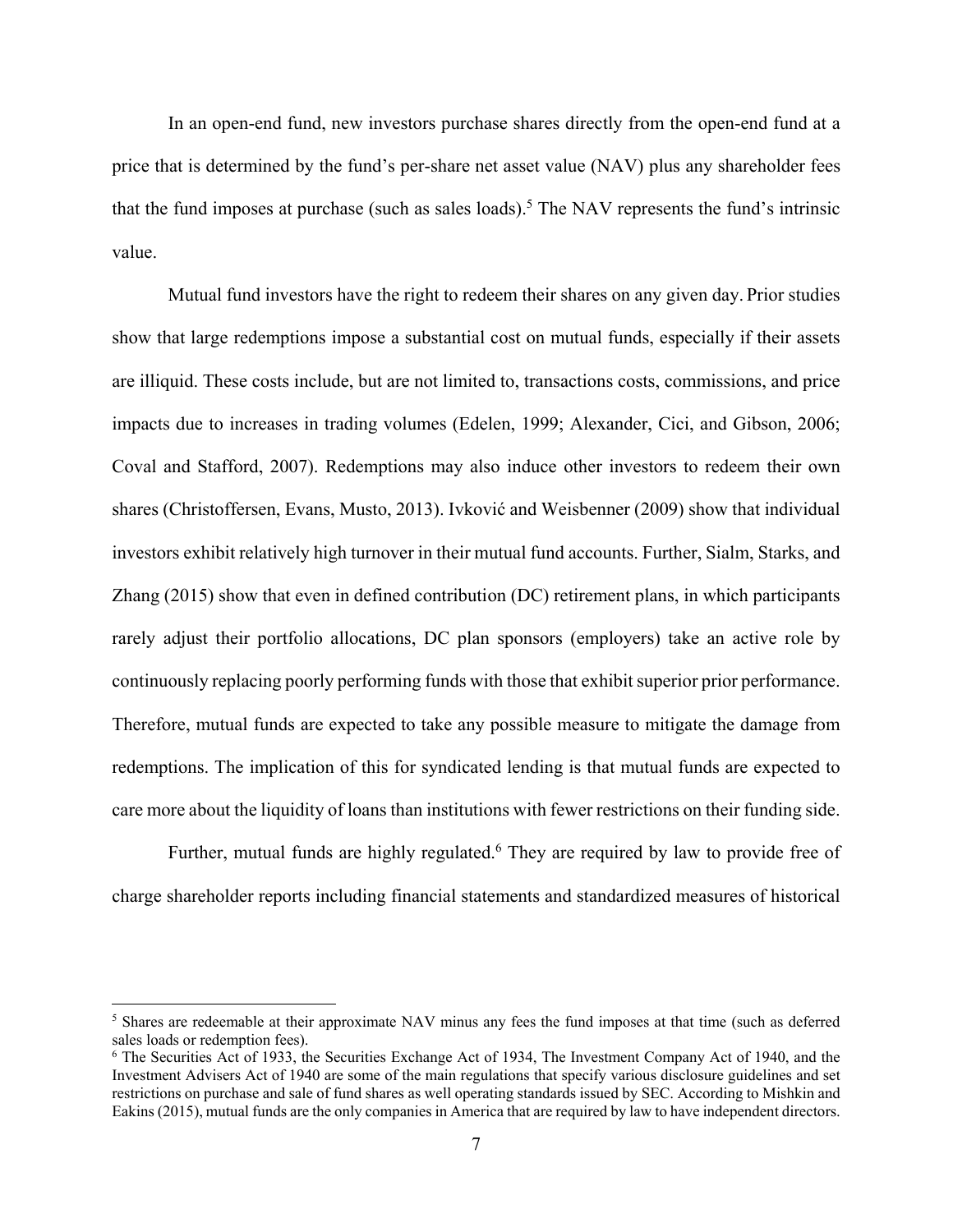In an open-end fund, new investors purchase shares directly from the open-end fund at a price that is determined by the fund's per-share net asset value (NAV) plus any shareholder fees that the fund imposes at purchase (such as sales loads).[5] The NAV represents the fund's intrinsic value.

Mutual fund investors have the right to redeem their shares on any given day. Prior studies show that large redemptions impose a substantial cost on mutual funds, especially if their assets are illiquid. These costs include, but are not limited to, transactions costs, commissions, and price impacts due to increases in trading volumes (Edelen, 1999; Alexander, Cici, and Gibson, 2006; Coval and Stafford, 2007). Redemptions may also induce other investors to redeem their own shares (Christoffersen, Evans, Musto, 2013). Ivković and Weisbenner (2009) show that individual investors exhibit relatively high turnover in their mutual fund accounts. Further, Sialm, Starks, and Zhang (2015) show that even in defined contribution (DC) retirement plans, in which participants rarely adjust their portfolio allocations, DC plan sponsors (employers) take an active role by continuously replacing poorly performing funds with those that exhibit superior prior performance. Therefore, mutual funds are expected to take any possible measure to mitigate the damage from redemptions. The implication of this for syndicated lending is that mutual funds are expected to care more about the liquidity of loans than institutions with fewer restrictions on their funding side.

Further, mutual funds are highly regulated.[6] They are required by law to provide free of charge shareholder reports including financial statements and standardized measures of historical

---

[5] Shares are redeemable at their approximate NAV minus any fees the fund imposes at that time (such as deferred sales loads or redemption fees).

[6] The Securities Act of 1933, the Securities Exchange Act of 1934, The Investment Company Act of 1940, and the Investment Advisers Act of 1940 are some of the main regulations that specify various disclosure guidelines and set restrictions on purchase and sale of fund shares as well operating standards issued by SEC. According to Mishkin and Eakins (2015), mutual funds are the only companies in America that are required by law to have independent directors.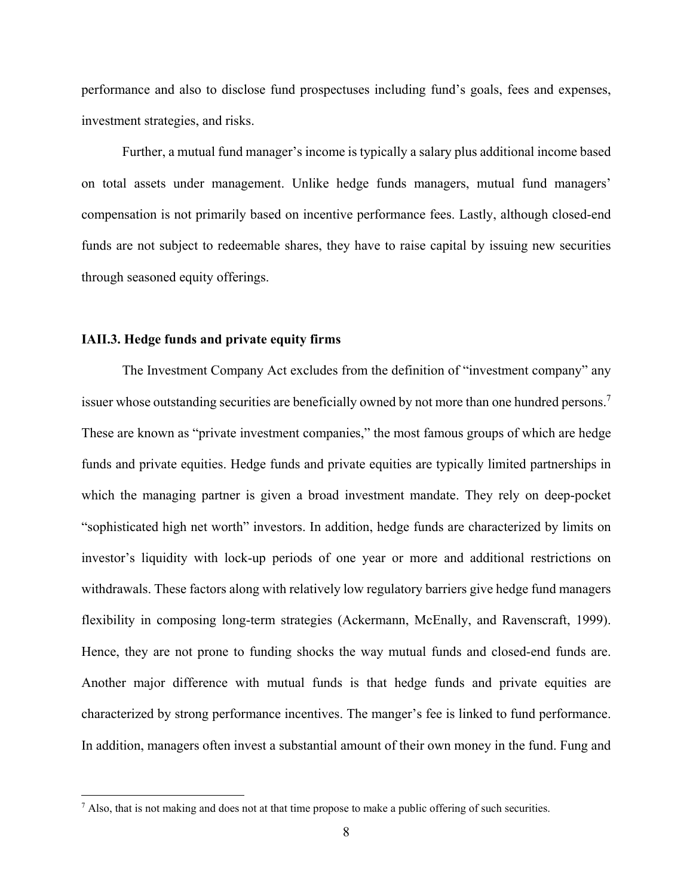performance and also to disclose fund prospectuses including fund's goals, fees and expenses, investment strategies, and risks.

Further, a mutual fund manager's income is typically a salary plus additional income based on total assets under management. Unlike hedge funds managers, mutual fund managers' compensation is not primarily based on incentive performance fees. Lastly, although closed-end funds are not subject to redeemable shares, they have to raise capital by issuing new securities through seasoned equity offerings.

### IAII.3. Hedge funds and private equity firms

The Investment Company Act excludes from the definition of "investment company" any issuer whose outstanding securities are beneficially owned by not more than one hundred persons.[7] These are known as "private investment companies," the most famous groups of which are hedge funds and private equities. Hedge funds and private equities are typically limited partnerships in which the managing partner is given a broad investment mandate. They rely on deep-pocket "sophisticated high net worth" investors. In addition, hedge funds are characterized by limits on investor's liquidity with lock-up periods of one year or more and additional restrictions on withdrawals. These factors along with relatively low regulatory barriers give hedge fund managers flexibility in composing long-term strategies (Ackermann, McEnally, and Ravenscraft, 1999). Hence, they are not prone to funding shocks the way mutual funds and closed-end funds are. Another major difference with mutual funds is that hedge funds and private equities are characterized by strong performance incentives. The manger's fee is linked to fund performance. In addition, managers often invest a substantial amount of their own money in the fund. Fung and

[7] Also, that is not making and does not at that time propose to make a public offering of such securities.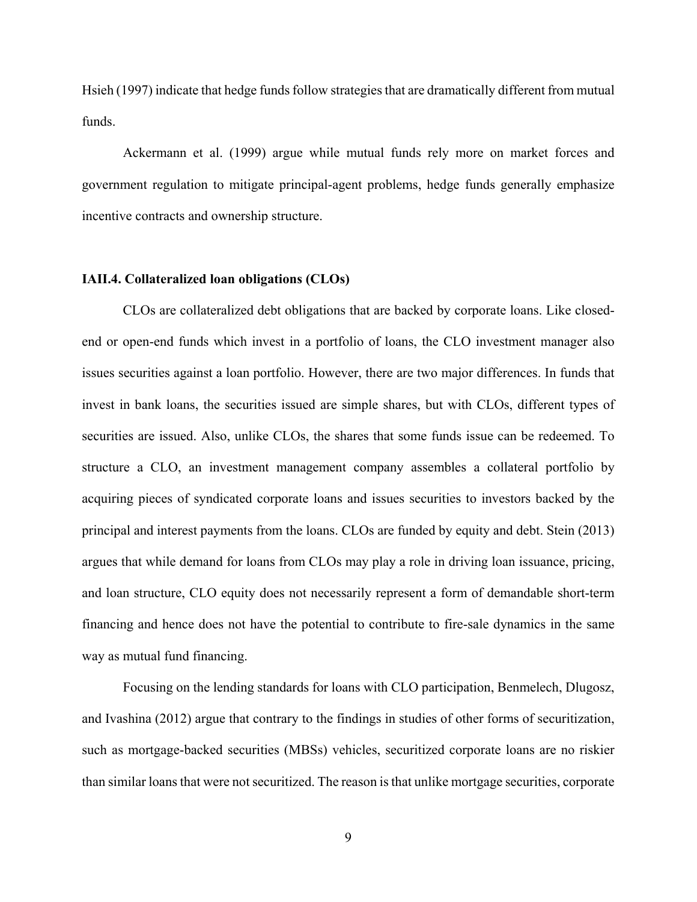Hsieh (1997) indicate that hedge funds follow strategies that are dramatically different from mutual funds.

Ackermann et al. (1999) argue while mutual funds rely more on market forces and government regulation to mitigate principal-agent problems, hedge funds generally emphasize incentive contracts and ownership structure.

### IAII.4. Collateralized loan obligations (CLOs)

CLOs are collateralized debt obligations that are backed by corporate loans. Like closed-end or open-end funds which invest in a portfolio of loans, the CLO investment manager also issues securities against a loan portfolio. However, there are two major differences. In funds that invest in bank loans, the securities issued are simple shares, but with CLOs, different types of securities are issued. Also, unlike CLOs, the shares that some funds issue can be redeemed. To structure a CLO, an investment management company assembles a collateral portfolio by acquiring pieces of syndicated corporate loans and issues securities to investors backed by the principal and interest payments from the loans. CLOs are funded by equity and debt. Stein (2013) argues that while demand for loans from CLOs may play a role in driving loan issuance, pricing, and loan structure, CLO equity does not necessarily represent a form of demandable short-term financing and hence does not have the potential to contribute to fire-sale dynamics in the same way as mutual fund financing.

Focusing on the lending standards for loans with CLO participation, Benmelech, Dlugosz, and Ivashina (2012) argue that contrary to the findings in studies of other forms of securitization, such as mortgage-backed securities (MBSs) vehicles, securitized corporate loans are no riskier than similar loans that were not securitized. The reason is that unlike mortgage securities, corporate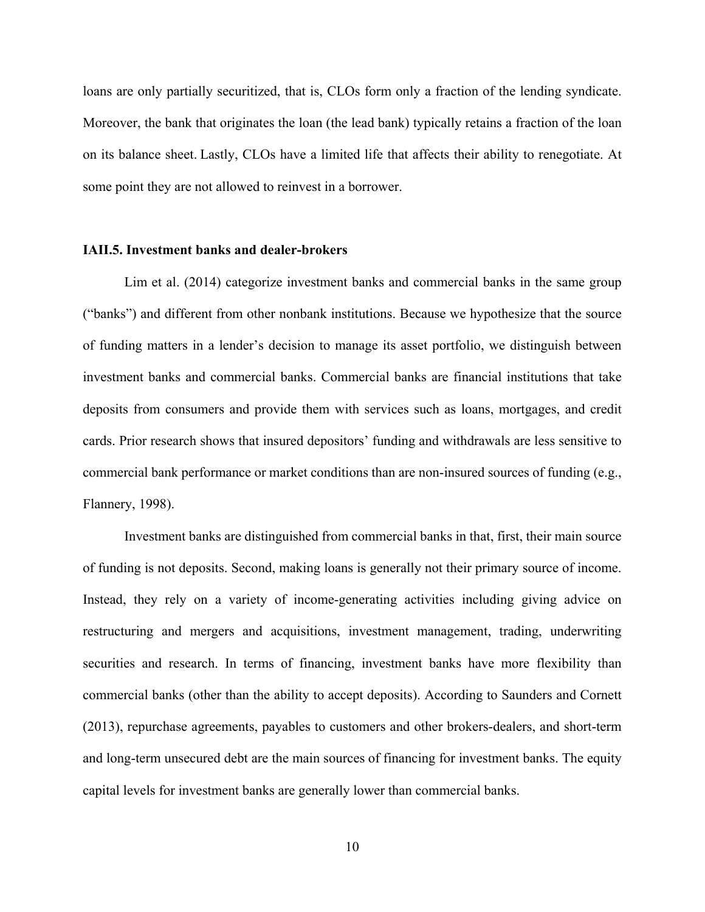loans are only partially securitized, that is, CLOs form only a fraction of the lending syndicate. Moreover, the bank that originates the loan (the lead bank) typically retains a fraction of the loan on its balance sheet. Lastly, CLOs have a limited life that affects their ability to renegotiate. At some point they are not allowed to reinvest in a borrower.

### IAII.5. Investment banks and dealer-brokers

Lim et al. (2014) categorize investment banks and commercial banks in the same group ("banks") and different from other nonbank institutions. Because we hypothesize that the source of funding matters in a lender's decision to manage its asset portfolio, we distinguish between investment banks and commercial banks. Commercial banks are financial institutions that take deposits from consumers and provide them with services such as loans, mortgages, and credit cards. Prior research shows that insured depositors' funding and withdrawals are less sensitive to commercial bank performance or market conditions than are non-insured sources of funding (e.g., Flannery, 1998).

Investment banks are distinguished from commercial banks in that, first, their main source of funding is not deposits. Second, making loans is generally not their primary source of income. Instead, they rely on a variety of income-generating activities including giving advice on restructuring and mergers and acquisitions, investment management, trading, underwriting securities and research. In terms of financing, investment banks have more flexibility than commercial banks (other than the ability to accept deposits). According to Saunders and Cornett (2013), repurchase agreements, payables to customers and other brokers-dealers, and short-term and long-term unsecured debt are the main sources of financing for investment banks. The equity capital levels for investment banks are generally lower than commercial banks.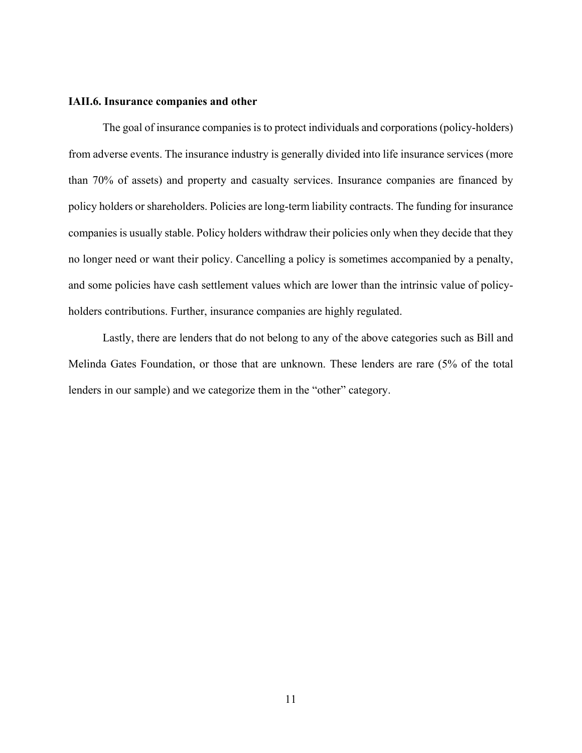### IAII.6. Insurance companies and other

The goal of insurance companies is to protect individuals and corporations (policy-holders) from adverse events. The insurance industry is generally divided into life insurance services (more than 70% of assets) and property and casualty services. Insurance companies are financed by policy holders or shareholders. Policies are long-term liability contracts. The funding for insurance companies is usually stable. Policy holders withdraw their policies only when they decide that they no longer need or want their policy. Cancelling a policy is sometimes accompanied by a penalty, and some policies have cash settlement values which are lower than the intrinsic value of policy-holders contributions. Further, insurance companies are highly regulated.

Lastly, there are lenders that do not belong to any of the above categories such as Bill and Melinda Gates Foundation, or those that are unknown. These lenders are rare (5% of the total lenders in our sample) and we categorize them in the "other" category.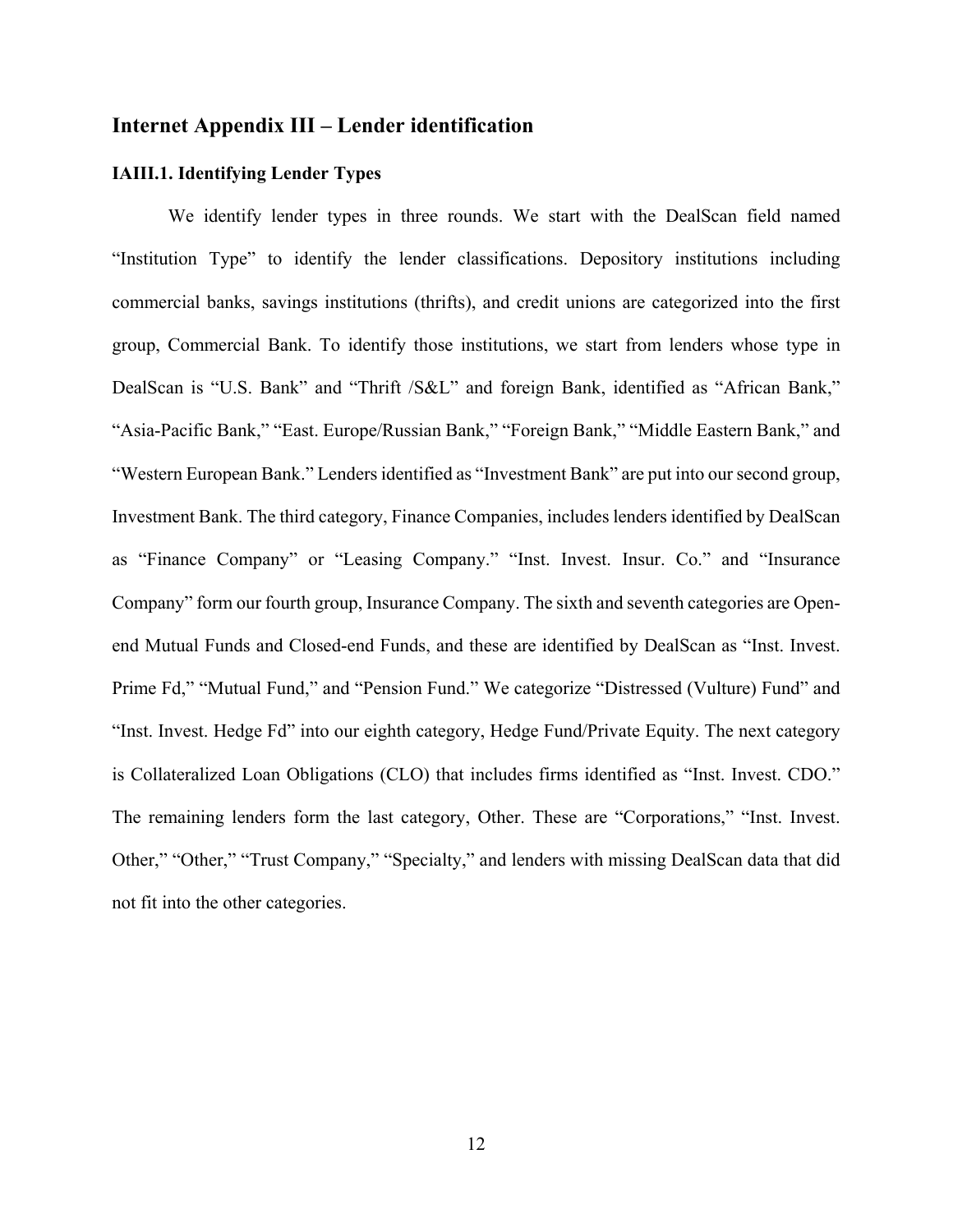## Internet Appendix III – Lender identification

### IAIII.1. Identifying Lender Types

We identify lender types in three rounds. We start with the DealScan field named "Institution Type" to identify the lender classifications. Depository institutions including commercial banks, savings institutions (thrifts), and credit unions are categorized into the first group, Commercial Bank. To identify those institutions, we start from lenders whose type in DealScan is "U.S. Bank" and "Thrift /S&L" and foreign Bank, identified as "African Bank," "Asia-Pacific Bank," "East. Europe/Russian Bank," "Foreign Bank," "Middle Eastern Bank," and "Western European Bank." Lenders identified as "Investment Bank" are put into our second group, Investment Bank. The third category, Finance Companies, includes lenders identified by DealScan as "Finance Company" or "Leasing Company." "Inst. Invest. Insur. Co." and "Insurance Company" form our fourth group, Insurance Company. The sixth and seventh categories are Open-end Mutual Funds and Closed-end Funds, and these are identified by DealScan as "Inst. Invest. Prime Fd," "Mutual Fund," and "Pension Fund." We categorize "Distressed (Vulture) Fund" and "Inst. Invest. Hedge Fd" into our eighth category, Hedge Fund/Private Equity. The next category is Collateralized Loan Obligations (CLO) that includes firms identified as "Inst. Invest. CDO." The remaining lenders form the last category, Other. These are "Corporations," "Inst. Invest. Other," "Other," "Trust Company," "Specialty," and lenders with missing DealScan data that did not fit into the other categories.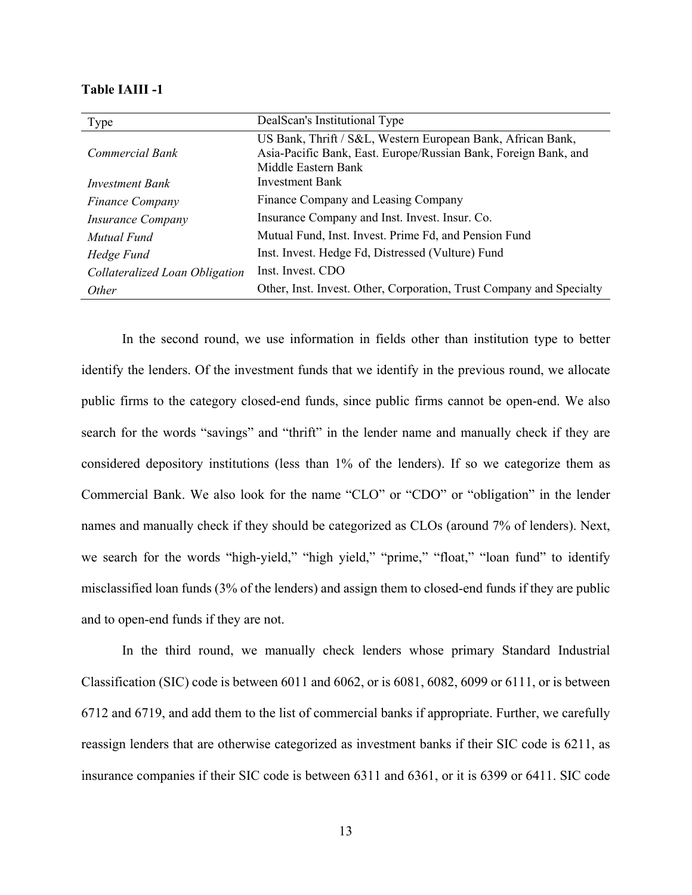**Table IAIII -1**

| Type | DealScan's Institutional Type |
|---|---|
| *Commercial Bank* | US Bank, Thrift / S&L, Western European Bank, African Bank, Asia-Pacific Bank, East. Europe/Russian Bank, Foreign Bank, and Middle Eastern Bank |
| *Investment Bank* | Investment Bank |
| *Finance Company* | Finance Company and Leasing Company |
| *Insurance Company* | Insurance Company and Inst. Invest. Insur. Co. |
| *Mutual Fund* | Mutual Fund, Inst. Invest. Prime Fd, and Pension Fund |
| *Hedge Fund* | Inst. Invest. Hedge Fd, Distressed (Vulture) Fund |
| *Collateralized Loan Obligation* | Inst. Invest. CDO |
| *Other* | Other, Inst. Invest. Other, Corporation, Trust Company and Specialty |

In the second round, we use information in fields other than institution type to better identify the lenders. Of the investment funds that we identify in the previous round, we allocate public firms to the category closed-end funds, since public firms cannot be open-end. We also search for the words "savings" and "thrift" in the lender name and manually check if they are considered depository institutions (less than 1% of the lenders). If so we categorize them as Commercial Bank. We also look for the name "CLO" or "CDO" or "obligation" in the lender names and manually check if they should be categorized as CLOs (around 7% of lenders). Next, we search for the words "high-yield," "high yield," "prime," "float," "loan fund" to identify misclassified loan funds (3% of the lenders) and assign them to closed-end funds if they are public and to open-end funds if they are not.

In the third round, we manually check lenders whose primary Standard Industrial Classification (SIC) code is between 6011 and 6062, or is 6081, 6082, 6099 or 6111, or is between 6712 and 6719, and add them to the list of commercial banks if appropriate. Further, we carefully reassign lenders that are otherwise categorized as investment banks if their SIC code is 6211, as insurance companies if their SIC code is between 6311 and 6361, or it is 6399 or 6411. SIC code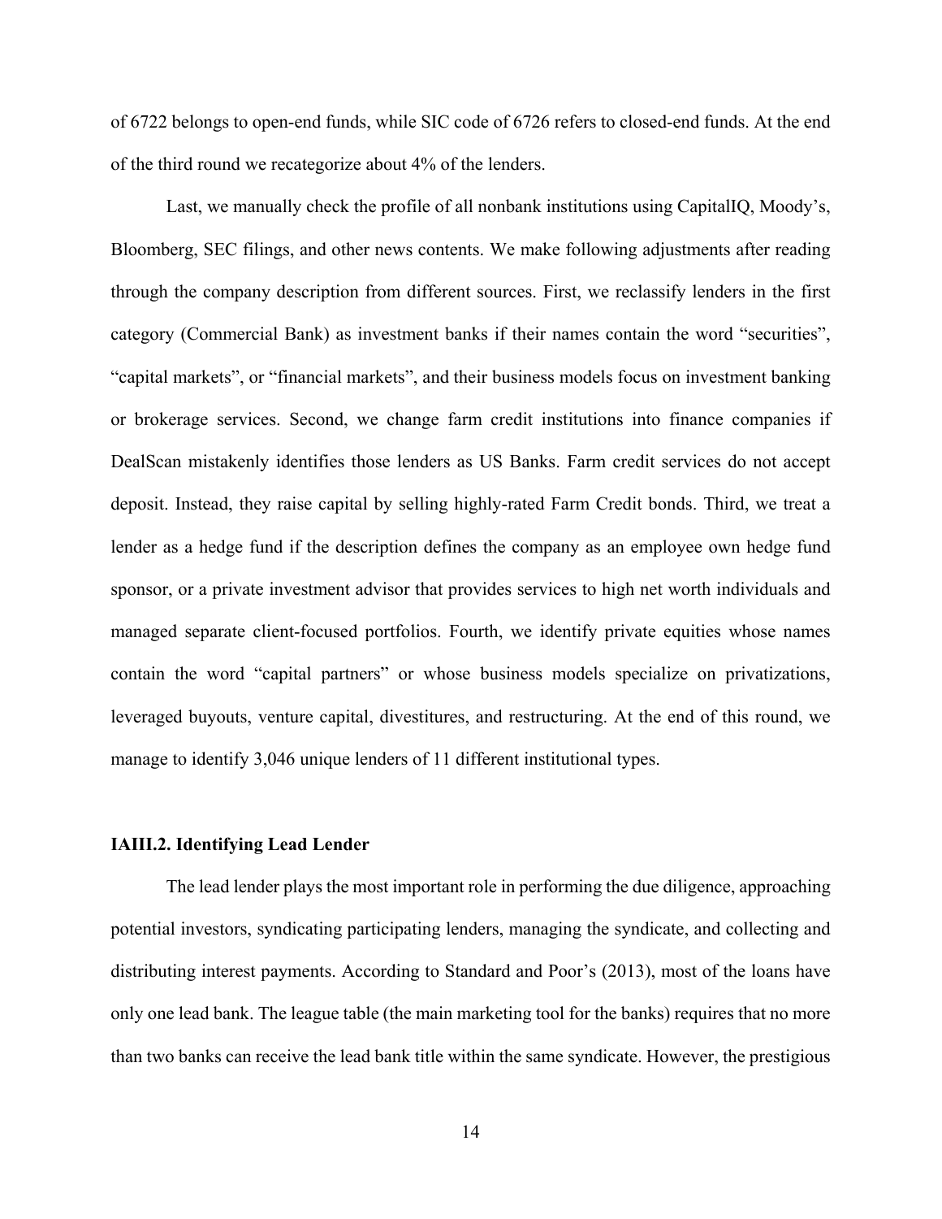of 6722 belongs to open-end funds, while SIC code of 6726 refers to closed-end funds. At the end of the third round we recategorize about 4% of the lenders.

Last, we manually check the profile of all nonbank institutions using CapitalIQ, Moody's, Bloomberg, SEC filings, and other news contents. We make following adjustments after reading through the company description from different sources. First, we reclassify lenders in the first category (Commercial Bank) as investment banks if their names contain the word "securities", "capital markets", or "financial markets", and their business models focus on investment banking or brokerage services. Second, we change farm credit institutions into finance companies if DealScan mistakenly identifies those lenders as US Banks. Farm credit services do not accept deposit. Instead, they raise capital by selling highly-rated Farm Credit bonds. Third, we treat a lender as a hedge fund if the description defines the company as an employee own hedge fund sponsor, or a private investment advisor that provides services to high net worth individuals and managed separate client-focused portfolios. Fourth, we identify private equities whose names contain the word "capital partners" or whose business models specialize on privatizations, leveraged buyouts, venture capital, divestitures, and restructuring. At the end of this round, we manage to identify 3,046 unique lenders of 11 different institutional types.

### IAIII.2. Identifying Lead Lender

The lead lender plays the most important role in performing the due diligence, approaching potential investors, syndicating participating lenders, managing the syndicate, and collecting and distributing interest payments. According to Standard and Poor's (2013), most of the loans have only one lead bank. The league table (the main marketing tool for the banks) requires that no more than two banks can receive the lead bank title within the same syndicate. However, the prestigious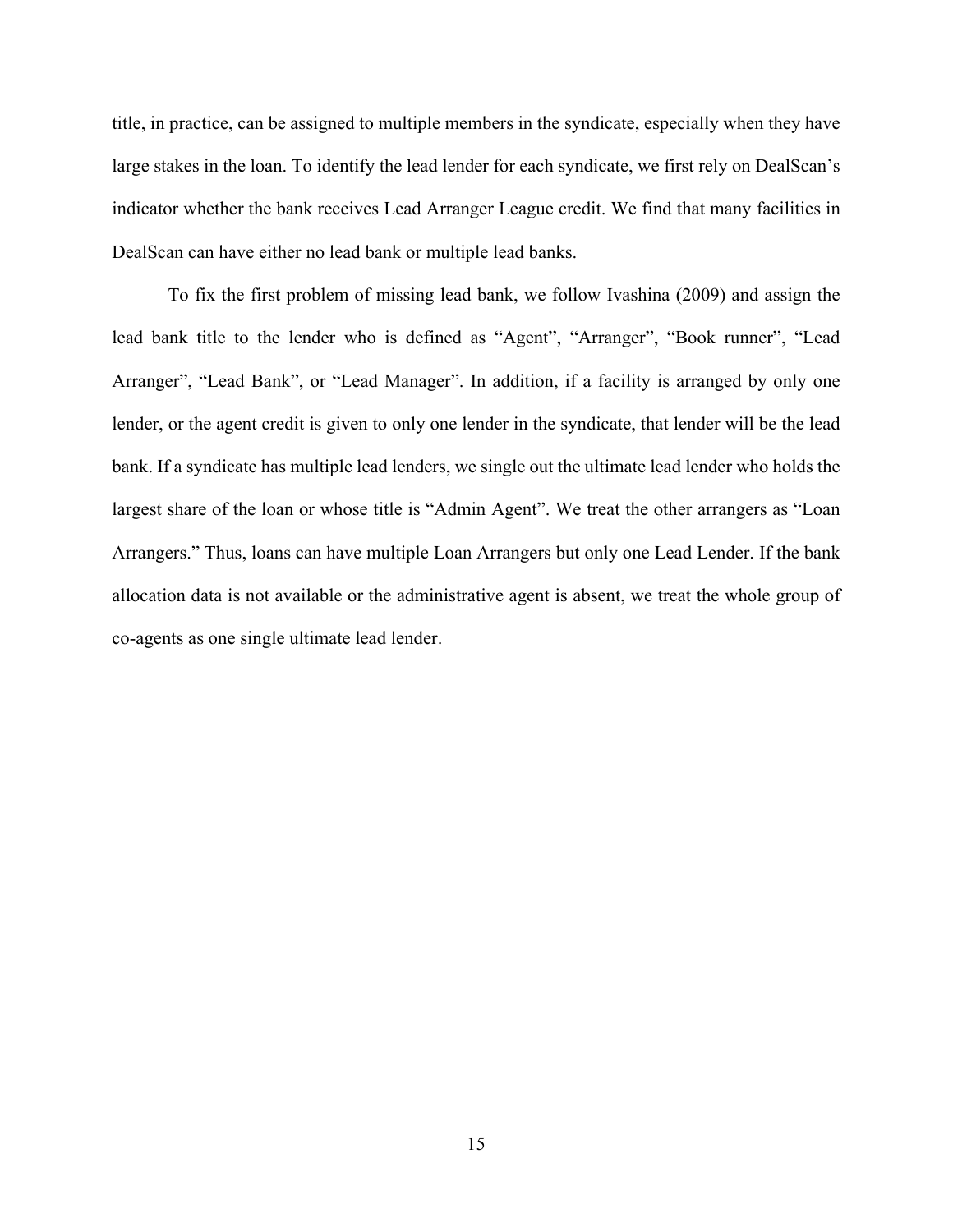title, in practice, can be assigned to multiple members in the syndicate, especially when they have large stakes in the loan. To identify the lead lender for each syndicate, we first rely on DealScan's indicator whether the bank receives Lead Arranger League credit. We find that many facilities in DealScan can have either no lead bank or multiple lead banks.

To fix the first problem of missing lead bank, we follow Ivashina (2009) and assign the lead bank title to the lender who is defined as "Agent", "Arranger", "Book runner", "Lead Arranger", "Lead Bank", or "Lead Manager". In addition, if a facility is arranged by only one lender, or the agent credit is given to only one lender in the syndicate, that lender will be the lead bank. If a syndicate has multiple lead lenders, we single out the ultimate lead lender who holds the largest share of the loan or whose title is "Admin Agent". We treat the other arrangers as "Loan Arrangers." Thus, loans can have multiple Loan Arrangers but only one Lead Lender. If the bank allocation data is not available or the administrative agent is absent, we treat the whole group of co-agents as one single ultimate lead lender.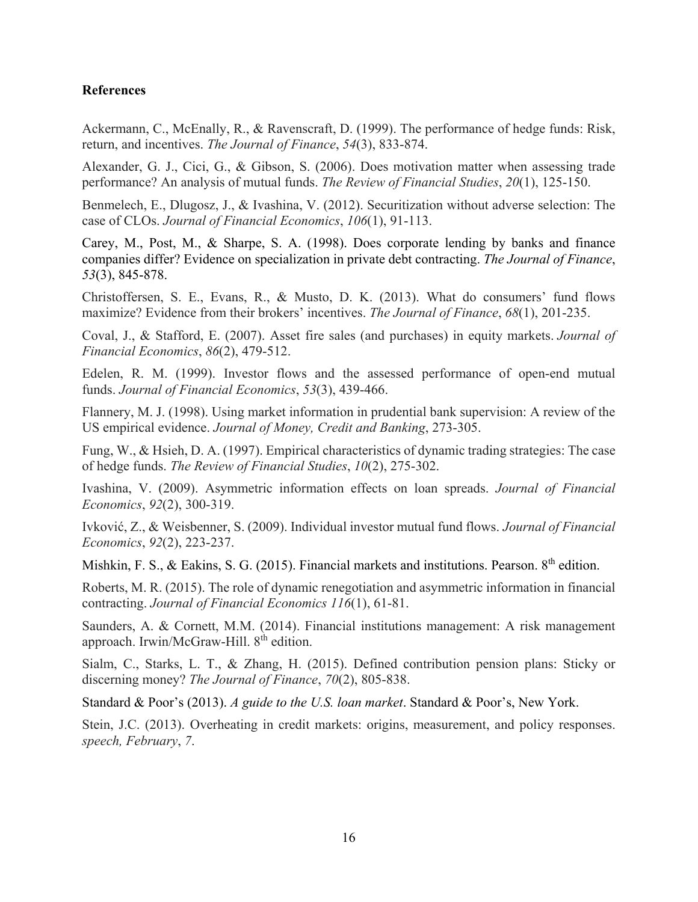**References**

Ackermann, C., McEnally, R., & Ravenscraft, D. (1999). The performance of hedge funds: Risk, return, and incentives. *The Journal of Finance*, *54*(3), 833-874.

Alexander, G. J., Cici, G., & Gibson, S. (2006). Does motivation matter when assessing trade performance? An analysis of mutual funds. *The Review of Financial Studies*, *20*(1), 125-150.

Benmelech, E., Dlugosz, J., & Ivashina, V. (2012). Securitization without adverse selection: The case of CLOs. *Journal of Financial Economics*, *106*(1), 91-113.

Carey, M., Post, M., & Sharpe, S. A. (1998). Does corporate lending by banks and finance companies differ? Evidence on specialization in private debt contracting. *The Journal of Finance*, *53*(3), 845-878.

Christoffersen, S. E., Evans, R., & Musto, D. K. (2013). What do consumers' fund flows maximize? Evidence from their brokers' incentives. *The Journal of Finance*, *68*(1), 201-235.

Coval, J., & Stafford, E. (2007). Asset fire sales (and purchases) in equity markets. *Journal of Financial Economics*, *86*(2), 479-512.

Edelen, R. M. (1999). Investor flows and the assessed performance of open-end mutual funds. *Journal of Financial Economics*, *53*(3), 439-466.

Flannery, M. J. (1998). Using market information in prudential bank supervision: A review of the US empirical evidence. *Journal of Money, Credit and Banking*, 273-305.

Fung, W., & Hsieh, D. A. (1997). Empirical characteristics of dynamic trading strategies: The case of hedge funds. *The Review of Financial Studies*, *10*(2), 275-302.

Ivashina, V. (2009). Asymmetric information effects on loan spreads. *Journal of Financial Economics*, *92*(2), 300-319.

Ivković, Z., & Weisbenner, S. (2009). Individual investor mutual fund flows. *Journal of Financial Economics*, *92*(2), 223-237.

Mishkin, F. S., & Eakins, S. G. (2015). Financial markets and institutions. Pearson. 8th edition.

Roberts, M. R. (2015). The role of dynamic renegotiation and asymmetric information in financial contracting. *Journal of Financial Economics 116*(1), 61-81.

Saunders, A. & Cornett, M.M. (2014). Financial institutions management: A risk management approach. Irwin/McGraw-Hill. 8th edition.

Sialm, C., Starks, L. T., & Zhang, H. (2015). Defined contribution pension plans: Sticky or discerning money? *The Journal of Finance*, *70*(2), 805-838.

Standard & Poor's (2013). *A guide to the U.S. loan market*. Standard & Poor's, New York.

Stein, J.C. (2013). Overheating in credit markets: origins, measurement, and policy responses. *speech, February*, *7*.